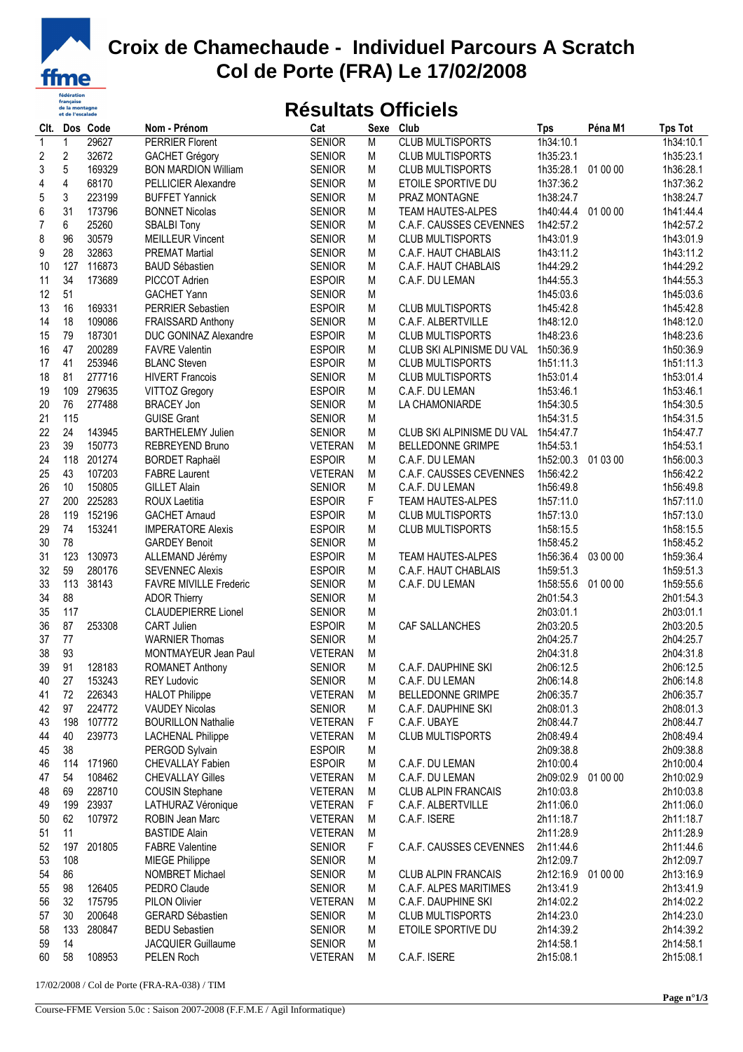# Croix de Chamechaude - Individuel Parcours A Scratch
# Col de Porte (FRA) Le 17/02/2008

## Résultats Officiels

| Clt. | Dos | Code | Nom - Prénom | Cat | Sexe | Club | Tps | Péna M1 | Tps Tot |
|---|---|---|---|---|---|---|---|---|---|
| 1 | 1 | 29627 | PERRIER Florent | SENIOR | M | CLUB MULTISPORTS | 1h34:10.1 | | 1h34:10.1 |
| 2 | 2 | 32672 | GACHET Grégory | SENIOR | M | CLUB MULTISPORTS | 1h35:23.1 | | 1h35:23.1 |
| 3 | 5 | 169329 | BON MARDION William | SENIOR | M | CLUB MULTISPORTS | 1h35:28.1 | 01 00 00 | 1h36:28.1 |
| 4 | 4 | 68170 | PELLICIER Alexandre | SENIOR | M | ETOILE SPORTIVE DU | 1h37:36.2 | | 1h37:36.2 |
| 5 | 3 | 223199 | BUFFET Yannick | SENIOR | M | PRAZ MONTAGNE | 1h38:24.7 | | 1h38:24.7 |
| 6 | 31 | 173796 | BONNET Nicolas | SENIOR | M | TEAM HAUTES-ALPES | 1h40:44.4 | 01 00 00 | 1h41:44.4 |
| 7 | 6 | 25260 | SBALBI Tony | SENIOR | M | C.A.F. CAUSSES CEVENNES | 1h42:57.2 | | 1h42:57.2 |
| 8 | 96 | 30579 | MEILLEUR Vincent | SENIOR | M | CLUB MULTISPORTS | 1h43:01.9 | | 1h43:01.9 |
| 9 | 28 | 32863 | PREMAT Martial | SENIOR | M | C.A.F. HAUT CHABLAIS | 1h43:11.2 | | 1h43:11.2 |
| 10 | 127 | 116873 | BAUD Sébastien | SENIOR | M | C.A.F. HAUT CHABLAIS | 1h44:29.2 | | 1h44:29.2 |
| 11 | 34 | 173689 | PICCOT Adrien | ESPOIR | M | C.A.F. DU LEMAN | 1h44:55.3 | | 1h44:55.3 |
| 12 | 51 | | GACHET Yann | SENIOR | M | | 1h45:03.6 | | 1h45:03.6 |
| 13 | 16 | 169331 | PERRIER Sebastien | ESPOIR | M | CLUB MULTISPORTS | 1h45:42.8 | | 1h45:42.8 |
| 14 | 18 | 109086 | FRAISSARD Anthony | SENIOR | M | C.A.F. ALBERTVILLE | 1h48:12.0 | | 1h48:12.0 |
| 15 | 79 | 187301 | DUC GONINAZ Alexandre | ESPOIR | M | CLUB MULTISPORTS | 1h48:23.6 | | 1h48:23.6 |
| 16 | 47 | 200289 | FAVRE Valentin | ESPOIR | M | CLUB SKI ALPINISME DU VAL | 1h50:36.9 | | 1h50:36.9 |
| 17 | 41 | 253946 | BLANC Steven | ESPOIR | M | CLUB MULTISPORTS | 1h51:11.3 | | 1h51:11.3 |
| 18 | 81 | 277716 | HIVERT Francois | SENIOR | M | CLUB MULTISPORTS | 1h53:01.4 | | 1h53:01.4 |
| 19 | 109 | 279635 | VITTOZ Gregory | ESPOIR | M | C.A.F. DU LEMAN | 1h53:46.1 | | 1h53:46.1 |
| 20 | 76 | 277488 | BRACEY Jon | SENIOR | M | LA CHAMONIARDE | 1h54:30.5 | | 1h54:30.5 |
| 21 | 115 | | GUISE Grant | SENIOR | M | | 1h54:31.5 | | 1h54:31.5 |
| 22 | 24 | 143945 | BARTHELEMY Julien | SENIOR | M | CLUB SKI ALPINISME DU VAL | 1h54:47.7 | | 1h54:47.7 |
| 23 | 39 | 150773 | REBREYEND Bruno | VETERAN | M | BELLEDONNE GRIMPE | 1h54:53.1 | | 1h54:53.1 |
| 24 | 118 | 201274 | BORDET Raphaël | ESPOIR | M | C.A.F. DU LEMAN | 1h52:00.3 | 01 03 00 | 1h56:00.3 |
| 25 | 43 | 107203 | FABRE Laurent | VETERAN | M | C.A.F. CAUSSES CEVENNES | 1h56:42.2 | | 1h56:42.2 |
| 26 | 10 | 150805 | GILLET Alain | SENIOR | M | C.A.F. DU LEMAN | 1h56:49.8 | | 1h56:49.8 |
| 27 | 200 | 225283 | ROUX Laetitia | ESPOIR | F | TEAM HAUTES-ALPES | 1h57:11.0 | | 1h57:11.0 |
| 28 | 119 | 152196 | GACHET Arnaud | ESPOIR | M | CLUB MULTISPORTS | 1h57:13.0 | | 1h57:13.0 |
| 29 | 74 | 153241 | IMPERATORE Alexis | ESPOIR | M | CLUB MULTISPORTS | 1h58:15.5 | | 1h58:15.5 |
| 30 | 78 | | GARDEY Benoit | SENIOR | M | | 1h58:45.2 | | 1h58:45.2 |
| 31 | 123 | 130973 | ALLEMAND Jérémy | ESPOIR | M | TEAM HAUTES-ALPES | 1h56:36.4 | 03 00 00 | 1h59:36.4 |
| 32 | 59 | 280176 | SEVENNEC Alexis | ESPOIR | M | C.A.F. HAUT CHABLAIS | 1h59:51.3 | | 1h59:51.3 |
| 33 | 113 | 38143 | FAVRE MIVILLE Frederic | SENIOR | M | C.A.F. DU LEMAN | 1h58:55.6 | 01 00 00 | 1h59:55.6 |
| 34 | 88 | | ADOR Thierry | SENIOR | M | | 2h01:54.3 | | 2h01:54.3 |
| 35 | 117 | | CLAUDEPIERRE Lionel | SENIOR | M | | 2h03:01.1 | | 2h03:01.1 |
| 36 | 87 | 253308 | CART Julien | ESPOIR | M | CAF SALLANCHES | 2h03:20.5 | | 2h03:20.5 |
| 37 | 77 | | WARNIER Thomas | SENIOR | M | | 2h04:25.7 | | 2h04:25.7 |
| 38 | 93 | | MONTMAYEUR Jean Paul | VETERAN | M | | 2h04:31.8 | | 2h04:31.8 |
| 39 | 91 | 128183 | ROMANET Anthony | SENIOR | M | C.A.F. DAUPHINE SKI | 2h06:12.5 | | 2h06:12.5 |
| 40 | 27 | 153243 | REY Ludovic | SENIOR | M | C.A.F. DU LEMAN | 2h06:14.8 | | 2h06:14.8 |
| 41 | 72 | 226343 | HALOT Philippe | VETERAN | M | BELLEDONNE GRIMPE | 2h06:35.7 | | 2h06:35.7 |
| 42 | 97 | 224772 | VAUDEY Nicolas | SENIOR | M | C.A.F. DAUPHINE SKI | 2h08:01.3 | | 2h08:01.3 |
| 43 | 198 | 107772 | BOURILLON Nathalie | VETERAN | F | C.A.F. UBAYE | 2h08:44.7 | | 2h08:44.7 |
| 44 | 40 | 239773 | LACHENAL Philippe | VETERAN | M | CLUB MULTISPORTS | 2h08:49.4 | | 2h08:49.4 |
| 45 | 38 | | PERGOD Sylvain | ESPOIR | M | | 2h09:38.8 | | 2h09:38.8 |
| 46 | 114 | 171960 | CHEVALLAY Fabien | ESPOIR | M | C.A.F. DU LEMAN | 2h10:00.4 | | 2h10:00.4 |
| 47 | 54 | 108462 | CHEVALLAY Gilles | VETERAN | M | C.A.F. DU LEMAN | 2h09:02.9 | 01 00 00 | 2h10:02.9 |
| 48 | 69 | 228710 | COUSIN Stephane | VETERAN | M | CLUB ALPIN FRANCAIS | 2h10:03.8 | | 2h10:03.8 |
| 49 | 199 | 23937 | LATHURAZ Véronique | VETERAN | F | C.A.F. ALBERTVILLE | 2h11:06.0 | | 2h11:06.0 |
| 50 | 62 | 107972 | ROBIN Jean Marc | VETERAN | M | C.A.F. ISERE | 2h11:18.7 | | 2h11:18.7 |
| 51 | 11 | | BASTIDE Alain | VETERAN | M | | 2h11:28.9 | | 2h11:28.9 |
| 52 | 197 | 201805 | FABRE Valentine | SENIOR | F | C.A.F. CAUSSES CEVENNES | 2h11:44.6 | | 2h11:44.6 |
| 53 | 108 | | MIEGE Philippe | SENIOR | M | | 2h12:09.7 | | 2h12:09.7 |
| 54 | 86 | | NOMBRET Michael | SENIOR | M | CLUB ALPIN FRANCAIS | 2h12:16.9 | 01 00 00 | 2h13:16.9 |
| 55 | 98 | 126405 | PEDRO Claude | SENIOR | M | C.A.F. ALPES MARITIMES | 2h13:41.9 | | 2h13:41.9 |
| 56 | 32 | 175795 | PILON Olivier | VETERAN | M | C.A.F. DAUPHINE SKI | 2h14:02.2 | | 2h14:02.2 |
| 57 | 30 | 200648 | GERARD Sébastien | SENIOR | M | CLUB MULTISPORTS | 2h14:23.0 | | 2h14:23.0 |
| 58 | 133 | 280847 | BEDU Sebastien | SENIOR | M | ETOILE SPORTIVE DU | 2h14:39.2 | | 2h14:39.2 |
| 59 | 14 | | JACQUIER Guillaume | SENIOR | M | | 2h14:58.1 | | 2h14:58.1 |
| 60 | 58 | 108953 | PELEN Roch | VETERAN | M | C.A.F. ISERE | 2h15:08.1 | | 2h15:08.1 |

17/02/2008 / Col de Porte (FRA-RA-038) / TIM

Course-FFME Version 5.0c : Saison 2007-2008 (F.F.M.E / Agil Informatique)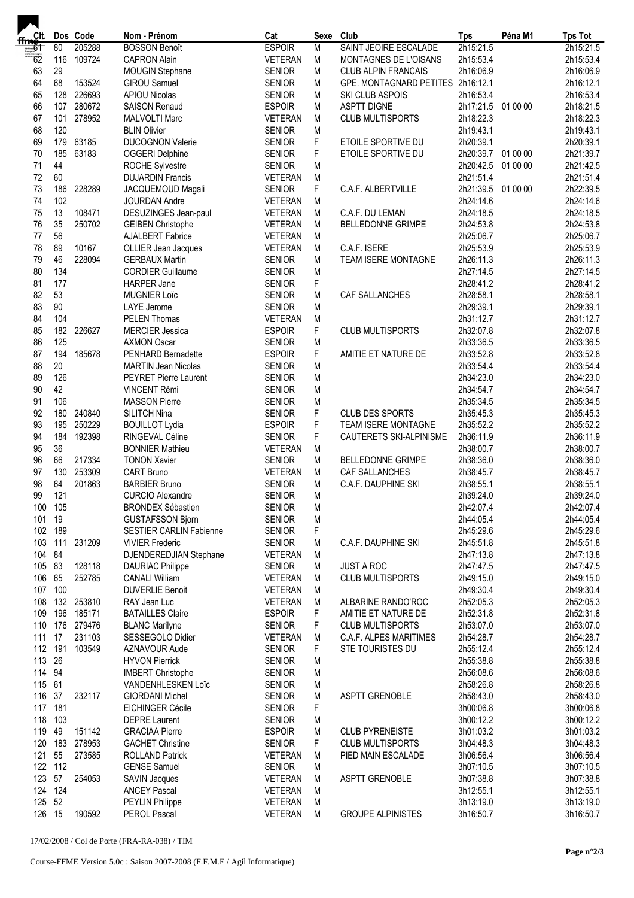| Clt. | Dos | Code | Nom - Prénom | Cat | Sexe | Club | Tps | Péna M1 | Tps Tot |
|---|---|---|---|---|---|---|---|---|---|
| 61 | 80 | 205288 | BOSSON Benoît | ESPOIR | M | SAINT JEOIRE ESCALADE | 2h15:21.5 | | 2h15:21.5 |
| 62 | 116 | 109724 | CAPRON Alain | VETERAN | M | MONTAGNES DE L'OISANS | 2h15:53.4 | | 2h15:53.4 |
| 63 | 29 | | MOUGIN Stephane | SENIOR | M | CLUB ALPIN FRANCAIS | 2h16:06.9 | | 2h16:06.9 |
| 64 | 68 | 153524 | GIROU Samuel | SENIOR | M | GPE. MONTAGNARD PETITES | 2h16:12.1 | | 2h16:12.1 |
| 65 | 128 | 226693 | APIOU Nicolas | SENIOR | M | SKI CLUB ASPOIS | 2h16:53.4 | | 2h16:53.4 |
| 66 | 107 | 280672 | SAISON Renaud | ESPOIR | M | ASPTT DIGNE | 2h17:21.5 | 01 00 00 | 2h18:21.5 |
| 67 | 101 | 278952 | MALVOLTI Marc | VETERAN | M | CLUB MULTISPORTS | 2h18:22.3 | | 2h18:22.3 |
| 68 | 120 | | BLIN Olivier | SENIOR | M | | 2h19:43.1 | | 2h19:43.1 |
| 69 | 179 | 63185 | DUCOGNON Valerie | SENIOR | F | ETOILE SPORTIVE DU | 2h20:39.1 | | 2h20:39.1 |
| 70 | 185 | 63183 | OGGERI Delphine | SENIOR | F | ETOILE SPORTIVE DU | 2h20:39.7 | 01 00 00 | 2h21:39.7 |
| 71 | 44 | | ROCHE Sylvestre | SENIOR | M | | 2h20:42.5 | 01 00 00 | 2h21:42.5 |
| 72 | 60 | | DUJARDIN Francis | VETERAN | M | | 2h21:51.4 | | 2h21:51.4 |
| 73 | 186 | 228289 | JACQUEMOUD Magali | SENIOR | F | C.A.F. ALBERTVILLE | 2h21:39.5 | 01 00 00 | 2h22:39.5 |
| 74 | 102 | | JOURDAN Andre | VETERAN | M | | 2h24:14.6 | | 2h24:14.6 |
| 75 | 13 | 108471 | DESUZINGES Jean-paul | VETERAN | M | C.A.F. DU LEMAN | 2h24:18.5 | | 2h24:18.5 |
| 76 | 35 | 250702 | GEIBEN Christophe | VETERAN | M | BELLEDONNE GRIMPE | 2h24:53.8 | | 2h24:53.8 |
| 77 | 56 | | AJALBERT Fabrice | VETERAN | M | | 2h25:06.7 | | 2h25:06.7 |
| 78 | 89 | 10167 | OLLIER Jean Jacques | VETERAN | M | C.A.F. ISERE | 2h25:53.9 | | 2h25:53.9 |
| 79 | 46 | 228094 | GERBAUX Martin | SENIOR | M | TEAM ISERE MONTAGNE | 2h26:11.3 | | 2h26:11.3 |
| 80 | 134 | | CORDIER Guillaume | SENIOR | M | | 2h27:14.5 | | 2h27:14.5 |
| 81 | 177 | | HARPER Jane | SENIOR | F | | 2h28:41.2 | | 2h28:41.2 |
| 82 | 53 | | MUGNIER Loïc | SENIOR | M | CAF SALLANCHES | 2h28:58.1 | | 2h28:58.1 |
| 83 | 90 | | LAYE Jerome | SENIOR | M | | 2h29:39.1 | | 2h29:39.1 |
| 84 | 104 | | PELEN Thomas | VETERAN | M | | 2h31:12.7 | | 2h31:12.7 |
| 85 | 182 | 226627 | MERCIER Jessica | ESPOIR | F | CLUB MULTISPORTS | 2h32:07.8 | | 2h32:07.8 |
| 86 | 125 | | AXMON Oscar | SENIOR | M | | 2h33:36.5 | | 2h33:36.5 |
| 87 | 194 | 185678 | PENHARD Bernadette | ESPOIR | F | AMITIE ET NATURE DE | 2h33:52.8 | | 2h33:52.8 |
| 88 | 20 | | MARTIN Jean Nicolas | SENIOR | M | | 2h33:54.4 | | 2h33:54.4 |
| 89 | 126 | | PEYRET Pierre Laurent | SENIOR | M | | 2h34:23.0 | | 2h34:23.0 |
| 90 | 42 | | VINCENT Rémi | SENIOR | M | | 2h34:54.7 | | 2h34:54.7 |
| 91 | 106 | | MASSON Pierre | SENIOR | M | | 2h35:34.5 | | 2h35:34.5 |
| 92 | 180 | 240840 | SILITCH Nina | SENIOR | F | CLUB DES SPORTS | 2h35:45.3 | | 2h35:45.3 |
| 93 | 195 | 250229 | BOUILLOT Lydia | ESPOIR | F | TEAM ISERE MONTAGNE | 2h35:52.2 | | 2h35:52.2 |
| 94 | 184 | 192398 | RINGEVAL Céline | SENIOR | F | CAUTERETS SKI-ALPINISME | 2h36:11.9 | | 2h36:11.9 |
| 95 | 36 | | BONNIER Mathieu | VETERAN | M | | 2h38:00.7 | | 2h38:00.7 |
| 96 | 66 | 217334 | TONON Xavier | SENIOR | M | BELLEDONNE GRIMPE | 2h38:36.0 | | 2h38:36.0 |
| 97 | 130 | 253309 | CART Bruno | VETERAN | M | CAF SALLANCHES | 2h38:45.7 | | 2h38:45.7 |
| 98 | 64 | 201863 | BARBIER Bruno | SENIOR | M | C.A.F. DAUPHINE SKI | 2h38:55.1 | | 2h38:55.1 |
| 99 | 121 | | CURCIO Alexandre | SENIOR | M | | 2h39:24.0 | | 2h39:24.0 |
| 100 | 105 | | BRONDEX Sébastien | SENIOR | M | | 2h42:07.4 | | 2h42:07.4 |
| 101 | 19 | | GUSTAFSSON Bjorn | SENIOR | M | | 2h44:05.4 | | 2h44:05.4 |
| 102 | 189 | | SESTIER CARLIN Fabienne | SENIOR | F | | 2h45:29.6 | | 2h45:29.6 |
| 103 | 111 | 231209 | VIVIER Frederic | SENIOR | M | C.A.F. DAUPHINE SKI | 2h45:51.8 | | 2h45:51.8 |
| 104 | 84 | | DJENDEREDJIAN Stephane | VETERAN | M | | 2h47:13.8 | | 2h47:13.8 |
| 105 | 83 | 128118 | DAURIAC Philippe | SENIOR | M | JUST A ROC | 2h47:47.5 | | 2h47:47.5 |
| 106 | 65 | 252785 | CANALI William | VETERAN | M | CLUB MULTISPORTS | 2h49:15.0 | | 2h49:15.0 |
| 107 | 100 | | DUVERLIE Benoit | VETERAN | M | | 2h49:30.4 | | 2h49:30.4 |
| 108 | 132 | 253810 | RAY Jean Luc | VETERAN | M | ALBARINE RANDO'ROC | 2h52:05.3 | | 2h52:05.3 |
| 109 | 196 | 185171 | BATAILLES Claire | ESPOIR | F | AMITIE ET NATURE DE | 2h52:31.8 | | 2h52:31.8 |
| 110 | 176 | 279476 | BLANC Marilyne | SENIOR | F | CLUB MULTISPORTS | 2h53:07.0 | | 2h53:07.0 |
| 111 | 17 | 231103 | SESSEGOLO Didier | VETERAN | M | C.A.F. ALPES MARITIMES | 2h54:28.7 | | 2h54:28.7 |
| 112 | 191 | 103549 | AZNAVOUR Aude | SENIOR | F | STE TOURISTES DU | 2h55:12.4 | | 2h55:12.4 |
| 113 | 26 | | HYVON Pierrick | SENIOR | M | | 2h55:38.8 | | 2h55:38.8 |
| 114 | 94 | | IMBERT Christophe | SENIOR | M | | 2h56:08.6 | | 2h56:08.6 |
| 115 | 61 | | VANDENHLESKEN Loïc | SENIOR | M | | 2h58:26.8 | | 2h58:26.8 |
| 116 | 37 | 232117 | GIORDANI Michel | SENIOR | M | ASPTT GRENOBLE | 2h58:43.0 | | 2h58:43.0 |
| 117 | 181 | | EICHINGER Cécile | SENIOR | F | | 3h00:06.8 | | 3h00:06.8 |
| 118 | 103 | | DEPRE Laurent | SENIOR | M | | 3h00:12.2 | | 3h00:12.2 |
| 119 | 49 | 151142 | GRACIAA Pierre | ESPOIR | M | CLUB PYRENEISTE | 3h01:03.2 | | 3h01:03.2 |
| 120 | 183 | 278953 | GACHET Christine | SENIOR | F | CLUB MULTISPORTS | 3h04:48.3 | | 3h04:48.3 |
| 121 | 55 | 273585 | ROLLAND Patrick | VETERAN | M | PIED MAIN ESCALADE | 3h06:56.4 | | 3h06:56.4 |
| 122 | 112 | | GENSE Samuel | SENIOR | M | | 3h07:10.5 | | 3h07:10.5 |
| 123 | 57 | 254053 | SAVIN Jacques | VETERAN | M | ASPTT GRENOBLE | 3h07:38.8 | | 3h07:38.8 |
| 124 | 124 | | ANCEY Pascal | VETERAN | M | | 3h12:55.1 | | 3h12:55.1 |
| 125 | 52 | | PEYLIN Philippe | VETERAN | M | | 3h13:19.0 | | 3h13:19.0 |
| 126 | 15 | 190592 | PEROL Pascal | VETERAN | M | GROUPE ALPINISTES | 3h16:50.7 | | 3h16:50.7 |

17/02/2008 / Col de Porte (FRA-RA-038) / TIM

Course-FFME Version 5.0c : Saison 2007-2008 (F.F.M.E / Agil Informatique)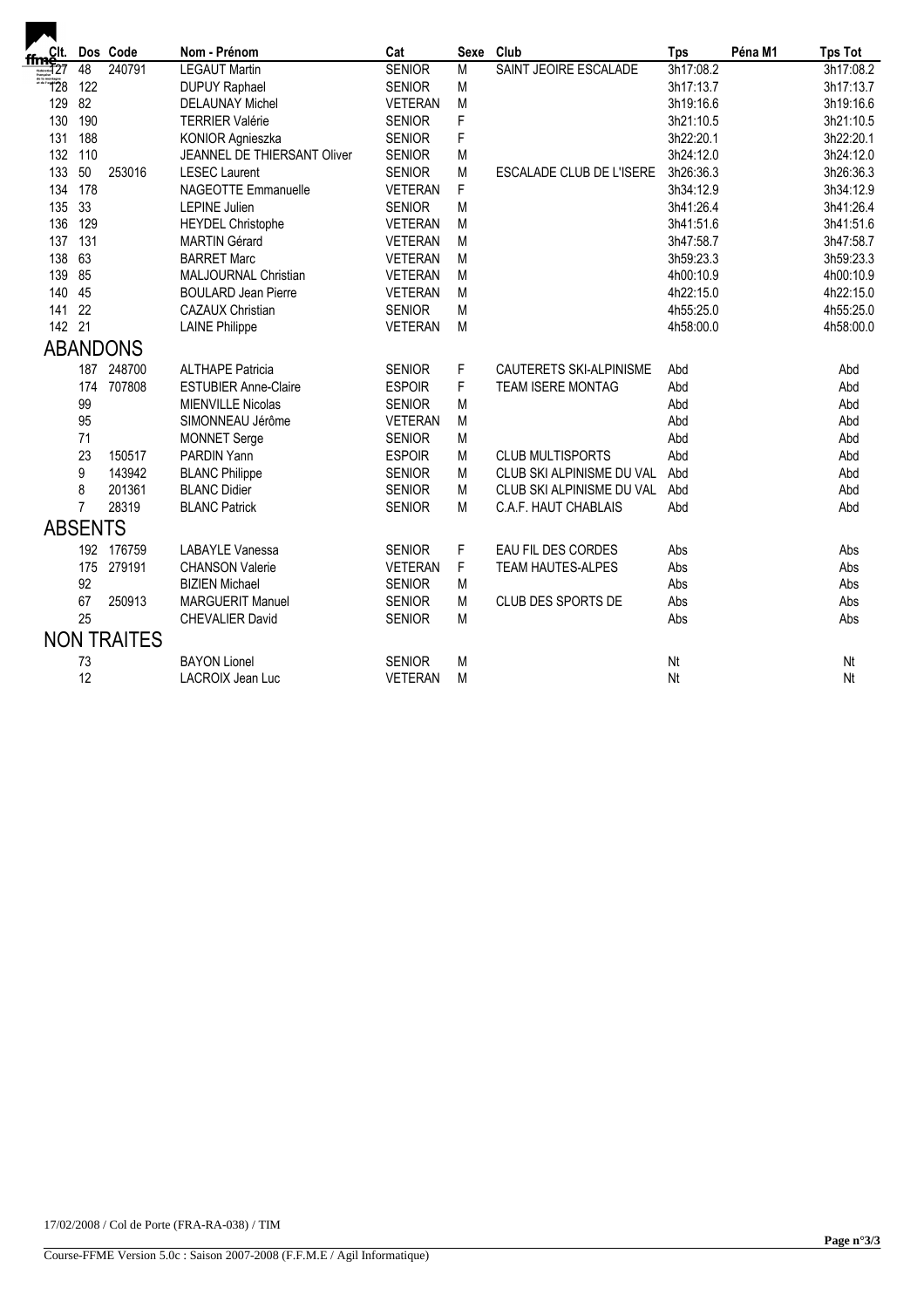| Clt. | Dos | Code | Nom - Prénom | Cat | Sexe | Club | Tps | Péna M1 | Tps Tot |
|---|---|---|---|---|---|---|---|---|---|
| 127 | 48 | 240791 | LEGAUT Martin | SENIOR | M | SAINT JEOIRE ESCALADE | 3h17:08.2 | | 3h17:08.2 |
| 128 | 122 | | DUPUY Raphael | SENIOR | M | | 3h17:13.7 | | 3h17:13.7 |
| 129 | 82 | | DELAUNAY Michel | VETERAN | M | | 3h19:16.6 | | 3h19:16.6 |
| 130 | 190 | | TERRIER Valérie | SENIOR | F | | 3h21:10.5 | | 3h21:10.5 |
| 131 | 188 | | KONIOR Agnieszka | SENIOR | F | | 3h22:20.1 | | 3h22:20.1 |
| 132 | 110 | | JEANNEL DE THIERSANT Oliver | SENIOR | M | | 3h24:12.0 | | 3h24:12.0 |
| 133 | 50 | 253016 | LESEC Laurent | SENIOR | M | ESCALADE CLUB DE L'ISERE | 3h26:36.3 | | 3h26:36.3 |
| 134 | 178 | | NAGEOTTE Emmanuelle | VETERAN | F | | 3h34:12.9 | | 3h34:12.9 |
| 135 | 33 | | LEPINE Julien | SENIOR | M | | 3h41:26.4 | | 3h41:26.4 |
| 136 | 129 | | HEYDEL Christophe | VETERAN | M | | 3h41:51.6 | | 3h41:51.6 |
| 137 | 131 | | MARTIN Gérard | VETERAN | M | | 3h47:58.7 | | 3h47:58.7 |
| 138 | 63 | | BARRET Marc | VETERAN | M | | 3h59:23.3 | | 3h59:23.3 |
| 139 | 85 | | MALJOURNAL Christian | VETERAN | M | | 4h00:10.9 | | 4h00:10.9 |
| 140 | 45 | | BOULARD Jean Pierre | VETERAN | M | | 4h22:15.0 | | 4h22:15.0 |
| 141 | 22 | | CAZAUX Christian | SENIOR | M | | 4h55:25.0 | | 4h55:25.0 |
| 142 | 21 | | LAINE Philippe | VETERAN | M | | 4h58:00.0 | | 4h58:00.0 |

## ABANDONS

| Clt. | Dos | Code | Nom - Prénom | Cat | Sexe | Club | Tps | Péna M1 | Tps Tot |
|---|---|---|---|---|---|---|---|---|---|
| | 187 | 248700 | ALTHAPE Patricia | SENIOR | F | CAUTERETS SKI-ALPINISME | Abd | | Abd |
| | 174 | 707808 | ESTUBIER Anne-Claire | ESPOIR | F | TEAM ISERE MONTAG | Abd | | Abd |
| | 99 | | MIENVILLE Nicolas | SENIOR | M | | Abd | | Abd |
| | 95 | | SIMONNEAU Jérôme | VETERAN | M | | Abd | | Abd |
| | 71 | | MONNET Serge | SENIOR | M | | Abd | | Abd |
| | 23 | 150517 | PARDIN Yann | ESPOIR | M | CLUB MULTISPORTS | Abd | | Abd |
| | 9 | 143942 | BLANC Philippe | SENIOR | M | CLUB SKI ALPINISME DU VAL | Abd | | Abd |
| | 8 | 201361 | BLANC Didier | SENIOR | M | CLUB SKI ALPINISME DU VAL | Abd | | Abd |
| | 7 | 28319 | BLANC Patrick | SENIOR | M | C.A.F. HAUT CHABLAIS | Abd | | Abd |

## ABSENTS

| Clt. | Dos | Code | Nom - Prénom | Cat | Sexe | Club | Tps | Péna M1 | Tps Tot |
|---|---|---|---|---|---|---|---|---|---|
| | 192 | 176759 | LABAYLE Vanessa | SENIOR | F | EAU FIL DES CORDES | Abs | | Abs |
| | 175 | 279191 | CHANSON Valerie | VETERAN | F | TEAM HAUTES-ALPES | Abs | | Abs |
| | 92 | | BIZIEN Michael | SENIOR | M | | Abs | | Abs |
| | 67 | 250913 | MARGUERIT Manuel | SENIOR | M | CLUB DES SPORTS DE | Abs | | Abs |
| | 25 | | CHEVALIER David | SENIOR | M | | Abs | | Abs |

## NON TRAITES

| Clt. | Dos | Code | Nom - Prénom | Cat | Sexe | Club | Tps | Péna M1 | Tps Tot |
|---|---|---|---|---|---|---|---|---|---|
| | 73 | | BAYON Lionel | SENIOR | M | | Nt | | Nt |
| | 12 | | LACROIX Jean Luc | VETERAN | M | | Nt | | Nt |

17/02/2008 / Col de Porte (FRA-RA-038) / TIM

Course-FFME Version 5.0c : Saison 2007-2008 (F.F.M.E / Agil Informatique)